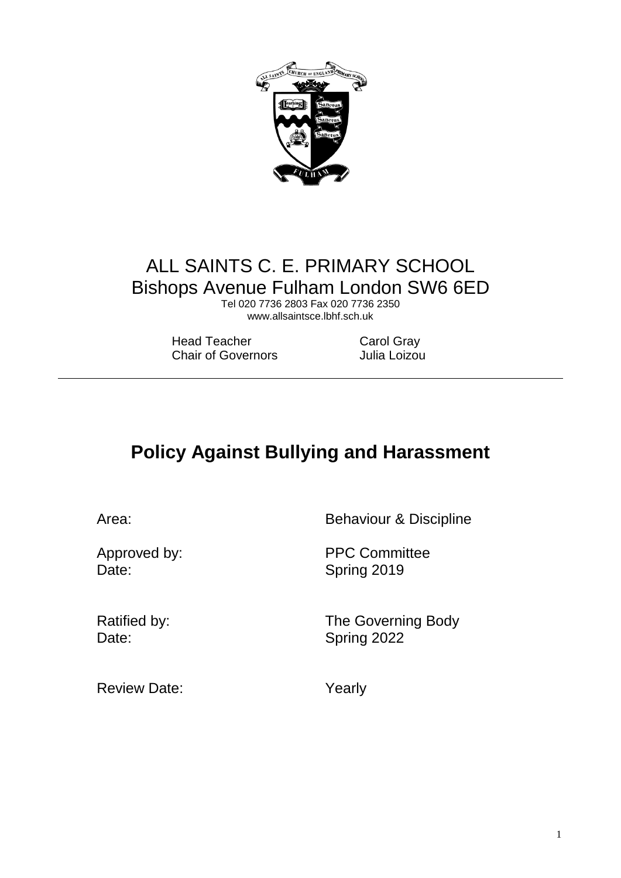# ALL SAINTS C. E. PRIMARY SCHOOL

## Bishops Avenue Fulham London SW6 6ED

Tel 020 7736 2803 Fax 020 7736 2350
www.allsaintsce.lbhf.sch.uk

| | |
|---|---|
| Head Teacher | Carol Gray |
| Chair of Governors | Julia Loizou |

---

# Policy Against Bullying and Harassment

| | |
|---|---|
| Area: | Behaviour & Discipline |
| Approved by: | PPC Committee |
| Date: | Spring 2019 |
| Ratified by: | The Governing Body |
| Date: | Spring 2022 |
| Review Date: | Yearly |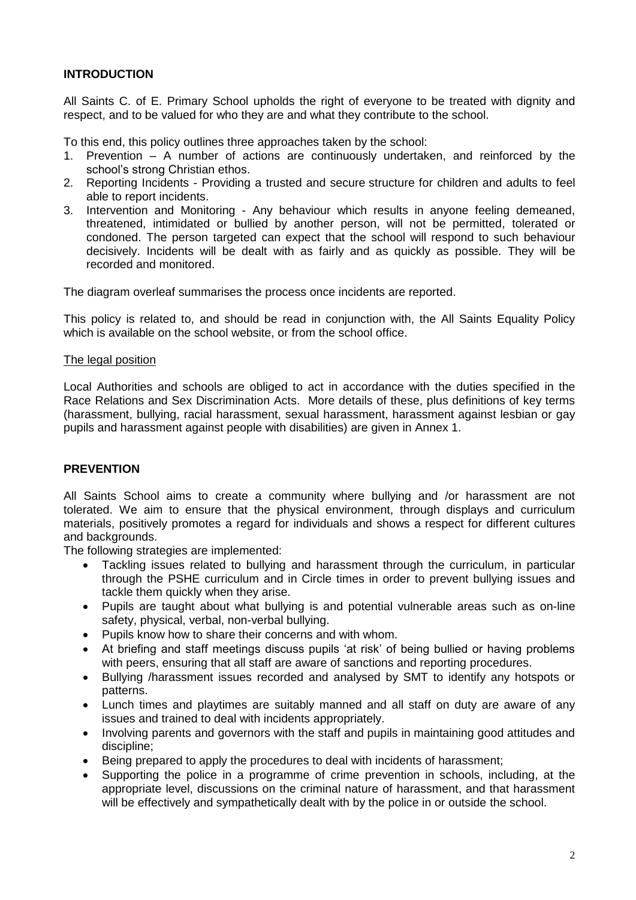## INTRODUCTION

All Saints C. of E. Primary School upholds the right of everyone to be treated with dignity and respect, and to be valued for who they are and what they contribute to the school.

To this end, this policy outlines three approaches taken by the school:

1. Prevention – A number of actions are continuously undertaken, and reinforced by the school's strong Christian ethos.
2. Reporting Incidents - Providing a trusted and secure structure for children and adults to feel able to report incidents.
3. Intervention and Monitoring - Any behaviour which results in anyone feeling demeaned, threatened, intimidated or bullied by another person, will not be permitted, tolerated or condoned. The person targeted can expect that the school will respond to such behaviour decisively. Incidents will be dealt with as fairly and as quickly as possible. They will be recorded and monitored.

The diagram overleaf summarises the process once incidents are reported.

This policy is related to, and should be read in conjunction with, the All Saints Equality Policy which is available on the school website, or from the school office.

### The legal position

Local Authorities and schools are obliged to act in accordance with the duties specified in the Race Relations and Sex Discrimination Acts. More details of these, plus definitions of key terms (harassment, bullying, racial harassment, sexual harassment, harassment against lesbian or gay pupils and harassment against people with disabilities) are given in Annex 1.

## PREVENTION

All Saints School aims to create a community where bullying and /or harassment are not tolerated. We aim to ensure that the physical environment, through displays and curriculum materials, positively promotes a regard for individuals and shows a respect for different cultures and backgrounds.

The following strategies are implemented:

- Tackling issues related to bullying and harassment through the curriculum, in particular through the PSHE curriculum and in Circle times in order to prevent bullying issues and tackle them quickly when they arise.
- Pupils are taught about what bullying is and potential vulnerable areas such as on-line safety, physical, verbal, non-verbal bullying.
- Pupils know how to share their concerns and with whom.
- At briefing and staff meetings discuss pupils 'at risk' of being bullied or having problems with peers, ensuring that all staff are aware of sanctions and reporting procedures.
- Bullying /harassment issues recorded and analysed by SMT to identify any hotspots or patterns.
- Lunch times and playtimes are suitably manned and all staff on duty are aware of any issues and trained to deal with incidents appropriately.
- Involving parents and governors with the staff and pupils in maintaining good attitudes and discipline;
- Being prepared to apply the procedures to deal with incidents of harassment;
- Supporting the police in a programme of crime prevention in schools, including, at the appropriate level, discussions on the criminal nature of harassment, and that harassment will be effectively and sympathetically dealt with by the police in or outside the school.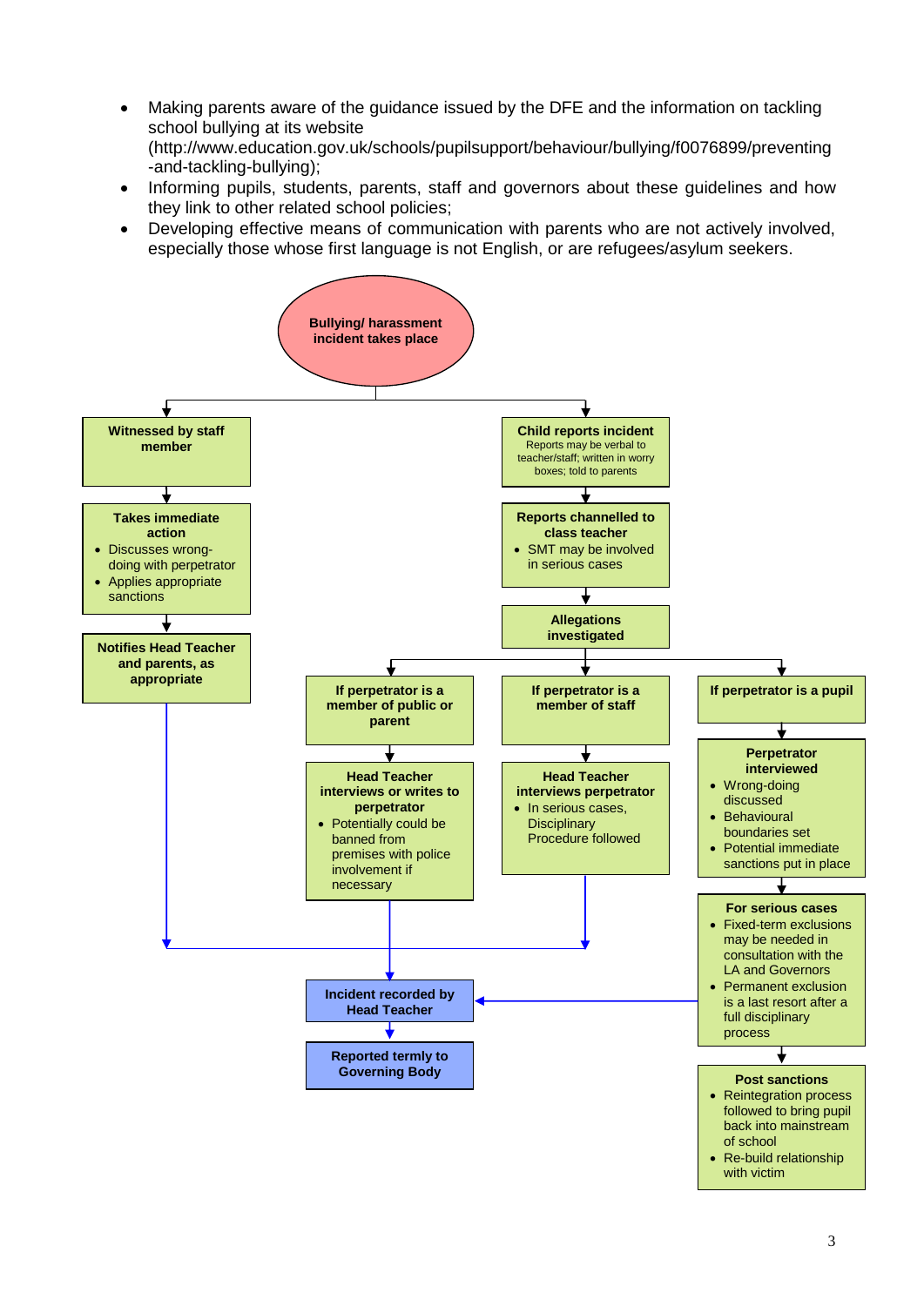- Making parents aware of the guidance issued by the DFE and the information on tackling school bullying at its website (http://www.education.gov.uk/schools/pupilsupport/behaviour/bullying/f0076899/preventing-and-tackling-bullying);
- Informing pupils, students, parents, staff and governors about these guidelines and how they link to other related school policies;
- Developing effective means of communication with parents who are not actively involved, especially those whose first language is not English, or are refugees/asylum seekers.

**Bullying/ harassment incident takes place**

**Witnessed by staff member**

**Takes immediate action**

- Discusses wrong-doing with perpetrator
- Applies appropriate sanctions

**Notifies Head Teacher and parents, as appropriate**

**Child reports incident**
Reports may be verbal to teacher/staff; written in worry boxes; told to parents

**Reports channelled to class teacher**

- SMT may be involved in serious cases

**Allegations investigated**

**If perpetrator is a member of public or parent**

**Head Teacher interviews or writes to perpetrator**

- Potentially could be banned from premises with police involvement if necessary

**If perpetrator is a member of staff**

**Head Teacher interviews perpetrator**

- In serious cases, Disciplinary Procedure followed

**If perpetrator is a pupil**

**Perpetrator interviewed**

- Wrong-doing discussed
- Behavioural boundaries set
- Potential immediate sanctions put in place

**For serious cases**

- Fixed-term exclusions may be needed in consultation with the LA and Governors
- Permanent exclusion is a last resort after a full disciplinary process

**Post sanctions**

- Reintegration process followed to bring pupil back into mainstream of school
- Re-build relationship with victim

**Incident recorded by Head Teacher**

**Reported termly to Governing Body**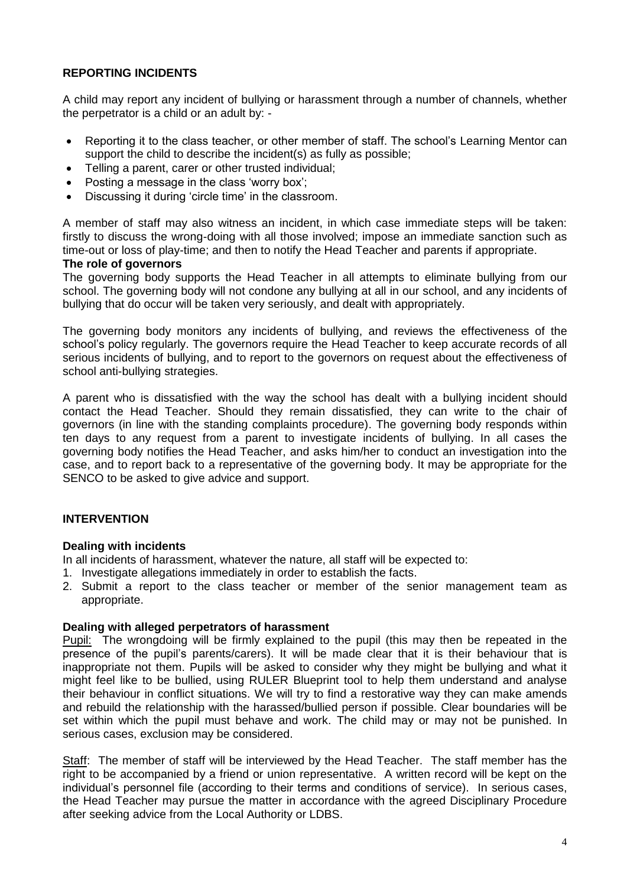## REPORTING INCIDENTS

A child may report any incident of bullying or harassment through a number of channels, whether the perpetrator is a child or an adult by: -

- Reporting it to the class teacher, or other member of staff. The school's Learning Mentor can support the child to describe the incident(s) as fully as possible;
- Telling a parent, carer or other trusted individual;
- Posting a message in the class 'worry box';
- Discussing it during 'circle time' in the classroom.

A member of staff may also witness an incident, in which case immediate steps will be taken: firstly to discuss the wrong-doing with all those involved; impose an immediate sanction such as time-out or loss of play-time; and then to notify the Head Teacher and parents if appropriate.

**The role of governors**

The governing body supports the Head Teacher in all attempts to eliminate bullying from our school. The governing body will not condone any bullying at all in our school, and any incidents of bullying that do occur will be taken very seriously, and dealt with appropriately.

The governing body monitors any incidents of bullying, and reviews the effectiveness of the school's policy regularly. The governors require the Head Teacher to keep accurate records of all serious incidents of bullying, and to report to the governors on request about the effectiveness of school anti-bullying strategies.

A parent who is dissatisfied with the way the school has dealt with a bullying incident should contact the Head Teacher. Should they remain dissatisfied, they can write to the chair of governors (in line with the standing complaints procedure). The governing body responds within ten days to any request from a parent to investigate incidents of bullying. In all cases the governing body notifies the Head Teacher, and asks him/her to conduct an investigation into the case, and to report back to a representative of the governing body. It may be appropriate for the SENCO to be asked to give advice and support.

## INTERVENTION

**Dealing with incidents**

In all incidents of harassment, whatever the nature, all staff will be expected to:

1. Investigate allegations immediately in order to establish the facts.
2. Submit a report to the class teacher or member of the senior management team as appropriate.

**Dealing with alleged perpetrators of harassment**

Pupil: The wrongdoing will be firmly explained to the pupil (this may then be repeated in the presence of the pupil's parents/carers). It will be made clear that it is their behaviour that is inappropriate not them. Pupils will be asked to consider why they might be bullying and what it might feel like to be bullied, using RULER Blueprint tool to help them understand and analyse their behaviour in conflict situations. We will try to find a restorative way they can make amends and rebuild the relationship with the harassed/bullied person if possible. Clear boundaries will be set within which the pupil must behave and work. The child may or may not be punished. In serious cases, exclusion may be considered.

Staff: The member of staff will be interviewed by the Head Teacher. The staff member has the right to be accompanied by a friend or union representative. A written record will be kept on the individual's personnel file (according to their terms and conditions of service). In serious cases, the Head Teacher may pursue the matter in accordance with the agreed Disciplinary Procedure after seeking advice from the Local Authority or LDBS.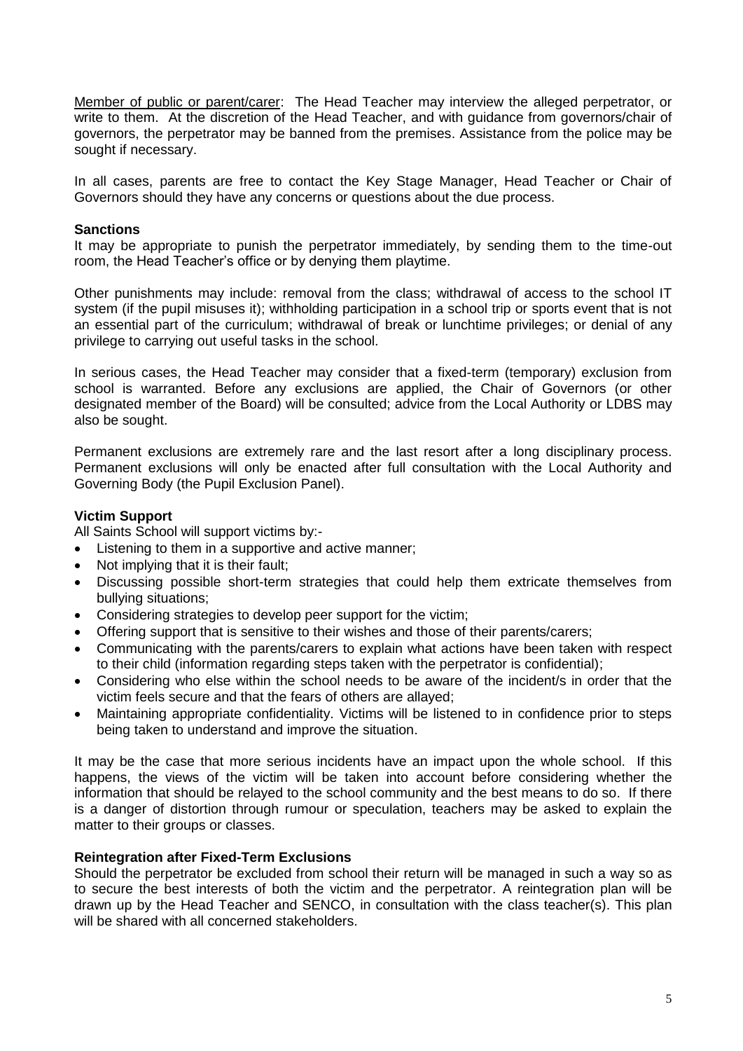Member of public or parent/carer: The Head Teacher may interview the alleged perpetrator, or write to them. At the discretion of the Head Teacher, and with guidance from governors/chair of governors, the perpetrator may be banned from the premises. Assistance from the police may be sought if necessary.

In all cases, parents are free to contact the Key Stage Manager, Head Teacher or Chair of Governors should they have any concerns or questions about the due process.

**Sanctions**

It may be appropriate to punish the perpetrator immediately, by sending them to the time-out room, the Head Teacher's office or by denying them playtime.

Other punishments may include: removal from the class; withdrawal of access to the school IT system (if the pupil misuses it); withholding participation in a school trip or sports event that is not an essential part of the curriculum; withdrawal of break or lunchtime privileges; or denial of any privilege to carrying out useful tasks in the school.

In serious cases, the Head Teacher may consider that a fixed-term (temporary) exclusion from school is warranted. Before any exclusions are applied, the Chair of Governors (or other designated member of the Board) will be consulted; advice from the Local Authority or LDBS may also be sought.

Permanent exclusions are extremely rare and the last resort after a long disciplinary process. Permanent exclusions will only be enacted after full consultation with the Local Authority and Governing Body (the Pupil Exclusion Panel).

**Victim Support**

All Saints School will support victims by:-

- Listening to them in a supportive and active manner;
- Not implying that it is their fault;
- Discussing possible short-term strategies that could help them extricate themselves from bullying situations;
- Considering strategies to develop peer support for the victim;
- Offering support that is sensitive to their wishes and those of their parents/carers;
- Communicating with the parents/carers to explain what actions have been taken with respect to their child (information regarding steps taken with the perpetrator is confidential);
- Considering who else within the school needs to be aware of the incident/s in order that the victim feels secure and that the fears of others are allayed;
- Maintaining appropriate confidentiality. Victims will be listened to in confidence prior to steps being taken to understand and improve the situation.

It may be the case that more serious incidents have an impact upon the whole school. If this happens, the views of the victim will be taken into account before considering whether the information that should be relayed to the school community and the best means to do so. If there is a danger of distortion through rumour or speculation, teachers may be asked to explain the matter to their groups or classes.

**Reintegration after Fixed-Term Exclusions**

Should the perpetrator be excluded from school their return will be managed in such a way so as to secure the best interests of both the victim and the perpetrator. A reintegration plan will be drawn up by the Head Teacher and SENCO, in consultation with the class teacher(s). This plan will be shared with all concerned stakeholders.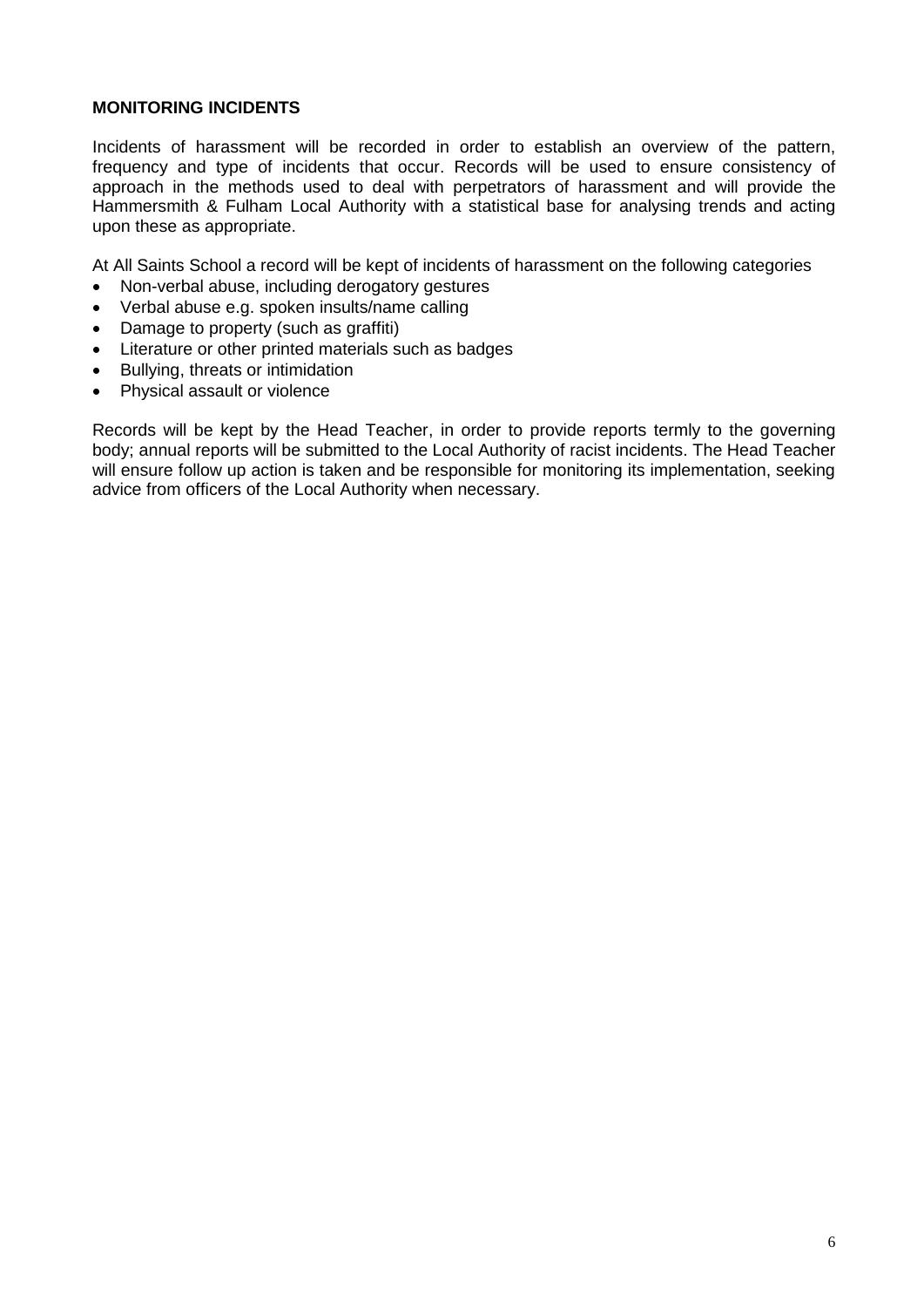**MONITORING INCIDENTS**

Incidents of harassment will be recorded in order to establish an overview of the pattern, frequency and type of incidents that occur. Records will be used to ensure consistency of approach in the methods used to deal with perpetrators of harassment and will provide the Hammersmith & Fulham Local Authority with a statistical base for analysing trends and acting upon these as appropriate.

At All Saints School a record will be kept of incidents of harassment on the following categories

- Non-verbal abuse, including derogatory gestures
- Verbal abuse e.g. spoken insults/name calling
- Damage to property (such as graffiti)
- Literature or other printed materials such as badges
- Bullying, threats or intimidation
- Physical assault or violence

Records will be kept by the Head Teacher, in order to provide reports termly to the governing body; annual reports will be submitted to the Local Authority of racist incidents. The Head Teacher will ensure follow up action is taken and be responsible for monitoring its implementation, seeking advice from officers of the Local Authority when necessary.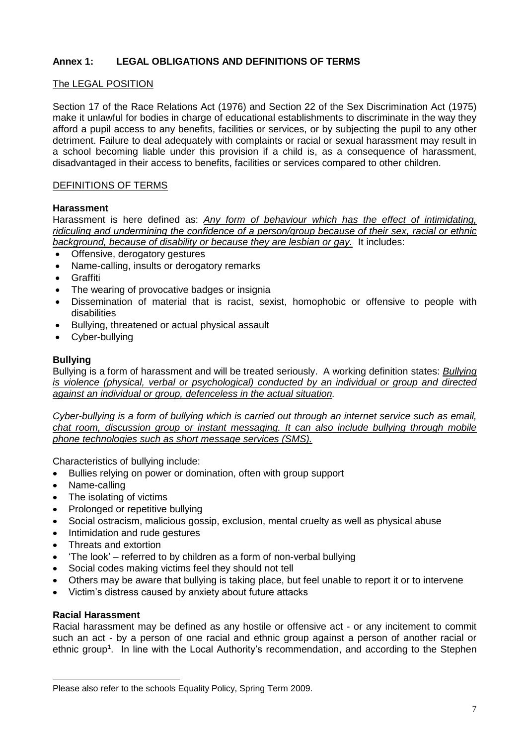## Annex 1: LEGAL OBLIGATIONS AND DEFINITIONS OF TERMS

### The LEGAL POSITION

Section 17 of the Race Relations Act (1976) and Section 22 of the Sex Discrimination Act (1975) make it unlawful for bodies in charge of educational establishments to discriminate in the way they afford a pupil access to any benefits, facilities or services, or by subjecting the pupil to any other detriment. Failure to deal adequately with complaints or racial or sexual harassment may result in a school becoming liable under this provision if a child is, as a consequence of harassment, disadvantaged in their access to benefits, facilities or services compared to other children.

### DEFINITIONS OF TERMS

**Harassment**

Harassment is here defined as: *Any form of behaviour which has the effect of intimidating, ridiculing and undermining the confidence of a person/group because of their sex, racial or ethnic background, because of disability or because they are lesbian or gay.* It includes:

- Offensive, derogatory gestures
- Name-calling, insults or derogatory remarks
- Graffiti
- The wearing of provocative badges or insignia
- Dissemination of material that is racist, sexist, homophobic or offensive to people with disabilities
- Bullying, threatened or actual physical assault
- Cyber-bullying

**Bullying**

Bullying is a form of harassment and will be treated seriously. A working definition states: *Bullying is violence (physical, verbal or psychological) conducted by an individual or group and directed against an individual or group, defenceless in the actual situation.*

*Cyber-bullying is a form of bullying which is carried out through an internet service such as email, chat room, discussion group or instant messaging. It can also include bullying through mobile phone technologies such as short message services (SMS).*

Characteristics of bullying include:

- Bullies relying on power or domination, often with group support
- Name-calling
- The isolating of victims
- Prolonged or repetitive bullying
- Social ostracism, malicious gossip, exclusion, mental cruelty as well as physical abuse
- Intimidation and rude gestures
- Threats and extortion
- 'The look' – referred to by children as a form of non-verbal bullying
- Social codes making victims feel they should not tell
- Others may be aware that bullying is taking place, but feel unable to report it or to intervene
- Victim's distress caused by anxiety about future attacks

**Racial Harassment**

Racial harassment may be defined as any hostile or offensive act - or any incitement to commit such an act - by a person of one racial and ethnic group against a person of another racial or ethnic group[1]. In line with the Local Authority's recommendation, and according to the Stephen

---

Please also refer to the schools Equality Policy, Spring Term 2009.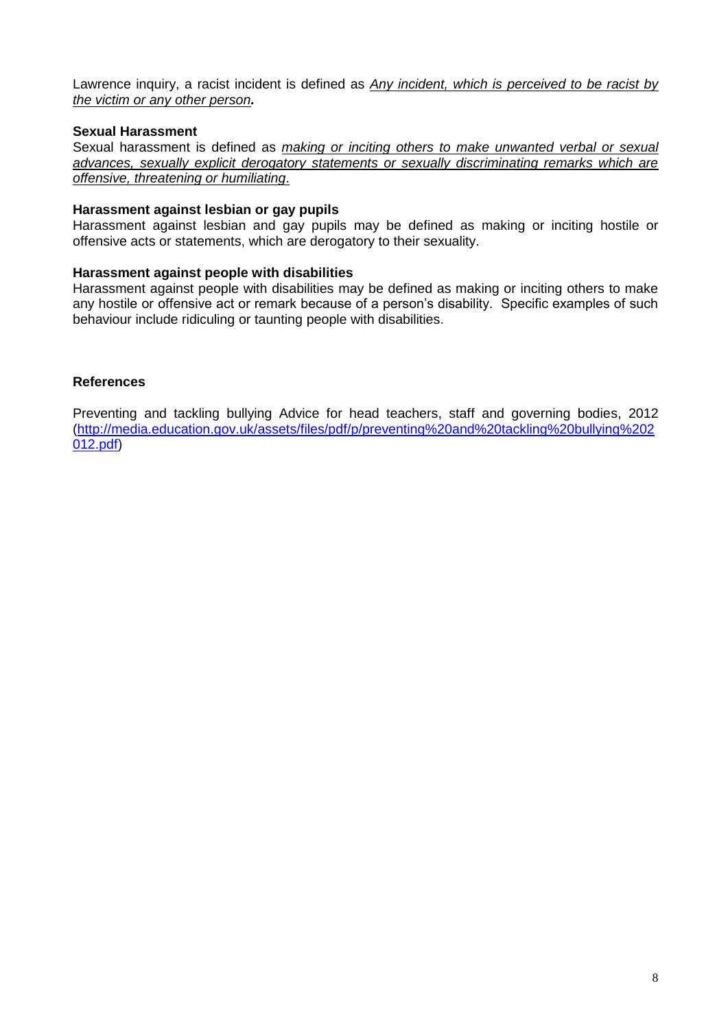Lawrence inquiry, a racist incident is defined as *Any incident, which is perceived to be racist by the victim or any other person*.

**Sexual Harassment**

Sexual harassment is defined as *making or inciting others to make unwanted verbal or sexual advances, sexually explicit derogatory statements or sexually discriminating remarks which are offensive, threatening or humiliating*.

**Harassment against lesbian or gay pupils**

Harassment against lesbian and gay pupils may be defined as making or inciting hostile or offensive acts or statements, which are derogatory to their sexuality.

**Harassment against people with disabilities**

Harassment against people with disabilities may be defined as making or inciting others to make any hostile or offensive act or remark because of a person's disability. Specific examples of such behaviour include ridiculing or taunting people with disabilities.

**References**

Preventing and tackling bullying Advice for head teachers, staff and governing bodies, 2012 (http://media.education.gov.uk/assets/files/pdf/p/preventing%20and%20tackling%20bullying%202012.pdf)